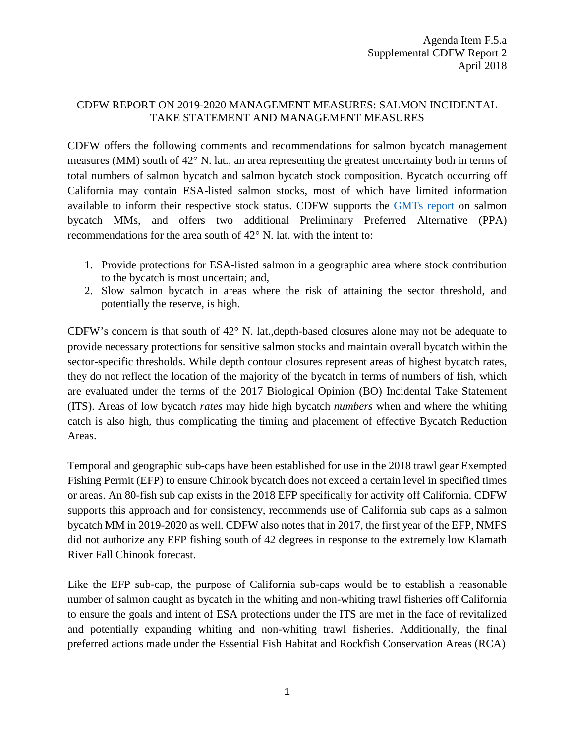Agenda Item F.5.a
Supplemental CDFW Report 2
April 2018

# CDFW REPORT ON 2019-2020 MANAGEMENT MEASURES: SALMON INCIDENTAL TAKE STATEMENT AND MANAGEMENT MEASURES

CDFW offers the following comments and recommendations for salmon bycatch management measures (MM) south of 42° N. lat., an area representing the greatest uncertainty both in terms of total numbers of salmon bycatch and salmon bycatch stock composition. Bycatch occurring off California may contain ESA-listed salmon stocks, most of which have limited information available to inform their respective stock status. CDFW supports the GMTs report on salmon bycatch MMs, and offers two additional Preliminary Preferred Alternative (PPA) recommendations for the area south of 42° N. lat. with the intent to:

1. Provide protections for ESA-listed salmon in a geographic area where stock contribution to the bycatch is most uncertain; and,
2. Slow salmon bycatch in areas where the risk of attaining the sector threshold, and potentially the reserve, is high.

CDFW's concern is that south of 42° N. lat.,depth-based closures alone may not be adequate to provide necessary protections for sensitive salmon stocks and maintain overall bycatch within the sector-specific thresholds. While depth contour closures represent areas of highest bycatch rates, they do not reflect the location of the majority of the bycatch in terms of numbers of fish, which are evaluated under the terms of the 2017 Biological Opinion (BO) Incidental Take Statement (ITS). Areas of low bycatch *rates* may hide high bycatch *numbers* when and where the whiting catch is also high, thus complicating the timing and placement of effective Bycatch Reduction Areas.

Temporal and geographic sub-caps have been established for use in the 2018 trawl gear Exempted Fishing Permit (EFP) to ensure Chinook bycatch does not exceed a certain level in specified times or areas. An 80-fish sub cap exists in the 2018 EFP specifically for activity off California. CDFW supports this approach and for consistency, recommends use of California sub caps as a salmon bycatch MM in 2019-2020 as well. CDFW also notes that in 2017, the first year of the EFP, NMFS did not authorize any EFP fishing south of 42 degrees in response to the extremely low Klamath River Fall Chinook forecast.

Like the EFP sub-cap, the purpose of California sub-caps would be to establish a reasonable number of salmon caught as bycatch in the whiting and non-whiting trawl fisheries off California to ensure the goals and intent of ESA protections under the ITS are met in the face of revitalized and potentially expanding whiting and non-whiting trawl fisheries. Additionally, the final preferred actions made under the Essential Fish Habitat and Rockfish Conservation Areas (RCA)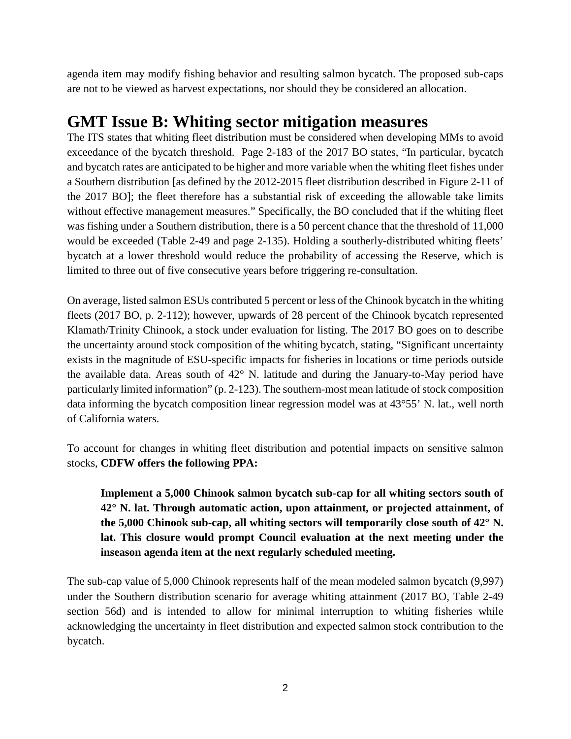agenda item may modify fishing behavior and resulting salmon bycatch. The proposed sub-caps are not to be viewed as harvest expectations, nor should they be considered an allocation.

# GMT Issue B: Whiting sector mitigation measures

The ITS states that whiting fleet distribution must be considered when developing MMs to avoid exceedance of the bycatch threshold. Page 2-183 of the 2017 BO states, "In particular, bycatch and bycatch rates are anticipated to be higher and more variable when the whiting fleet fishes under a Southern distribution [as defined by the 2012-2015 fleet distribution described in Figure 2-11 of the 2017 BO]; the fleet therefore has a substantial risk of exceeding the allowable take limits without effective management measures." Specifically, the BO concluded that if the whiting fleet was fishing under a Southern distribution, there is a 50 percent chance that the threshold of 11,000 would be exceeded (Table 2-49 and page 2-135). Holding a southerly-distributed whiting fleets' bycatch at a lower threshold would reduce the probability of accessing the Reserve, which is limited to three out of five consecutive years before triggering re-consultation.

On average, listed salmon ESUs contributed 5 percent or less of the Chinook bycatch in the whiting fleets (2017 BO, p. 2-112); however, upwards of 28 percent of the Chinook bycatch represented Klamath/Trinity Chinook, a stock under evaluation for listing. The 2017 BO goes on to describe the uncertainty around stock composition of the whiting bycatch, stating, "Significant uncertainty exists in the magnitude of ESU-specific impacts for fisheries in locations or time periods outside the available data. Areas south of 42° N. latitude and during the January-to-May period have particularly limited information" (p. 2-123). The southern-most mean latitude of stock composition data informing the bycatch composition linear regression model was at 43°55' N. lat., well north of California waters.

To account for changes in whiting fleet distribution and potential impacts on sensitive salmon stocks, **CDFW offers the following PPA:**

> **Implement a 5,000 Chinook salmon bycatch sub-cap for all whiting sectors south of 42° N. lat. Through automatic action, upon attainment, or projected attainment, of the 5,000 Chinook sub-cap, all whiting sectors will temporarily close south of 42° N. lat. This closure would prompt Council evaluation at the next meeting under the inseason agenda item at the next regularly scheduled meeting.**

The sub-cap value of 5,000 Chinook represents half of the mean modeled salmon bycatch (9,997) under the Southern distribution scenario for average whiting attainment (2017 BO, Table 2-49 section 56d) and is intended to allow for minimal interruption to whiting fisheries while acknowledging the uncertainty in fleet distribution and expected salmon stock contribution to the bycatch.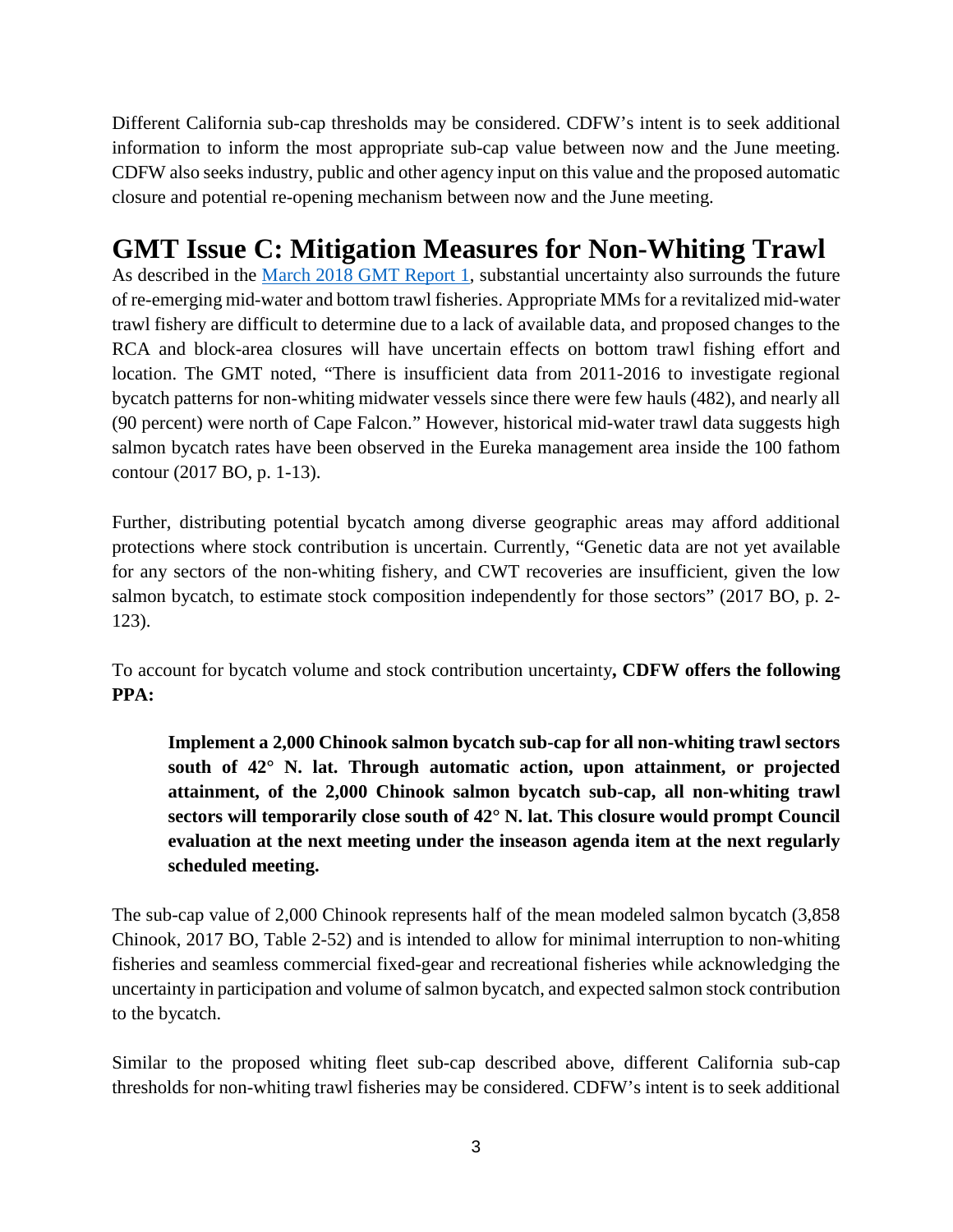Different California sub-cap thresholds may be considered. CDFW's intent is to seek additional information to inform the most appropriate sub-cap value between now and the June meeting. CDFW also seeks industry, public and other agency input on this value and the proposed automatic closure and potential re-opening mechanism between now and the June meeting.

# GMT Issue C: Mitigation Measures for Non-Whiting Trawl

As described in the [March 2018 GMT Report 1](), substantial uncertainty also surrounds the future of re-emerging mid-water and bottom trawl fisheries. Appropriate MMs for a revitalized mid-water trawl fishery are difficult to determine due to a lack of available data, and proposed changes to the RCA and block-area closures will have uncertain effects on bottom trawl fishing effort and location. The GMT noted, "There is insufficient data from 2011-2016 to investigate regional bycatch patterns for non-whiting midwater vessels since there were few hauls (482), and nearly all (90 percent) were north of Cape Falcon." However, historical mid-water trawl data suggests high salmon bycatch rates have been observed in the Eureka management area inside the 100 fathom contour (2017 BO, p. 1-13).

Further, distributing potential bycatch among diverse geographic areas may afford additional protections where stock contribution is uncertain. Currently, "Genetic data are not yet available for any sectors of the non-whiting fishery, and CWT recoveries are insufficient, given the low salmon bycatch, to estimate stock composition independently for those sectors" (2017 BO, p. 2-123).

To account for bycatch volume and stock contribution uncertainty**, CDFW offers the following PPA:**

> **Implement a 2,000 Chinook salmon bycatch sub-cap for all non-whiting trawl sectors south of 42° N. lat. Through automatic action, upon attainment, or projected attainment, of the 2,000 Chinook salmon bycatch sub-cap, all non-whiting trawl sectors will temporarily close south of 42° N. lat. This closure would prompt Council evaluation at the next meeting under the inseason agenda item at the next regularly scheduled meeting.**

The sub-cap value of 2,000 Chinook represents half of the mean modeled salmon bycatch (3,858 Chinook, 2017 BO, Table 2-52) and is intended to allow for minimal interruption to non-whiting fisheries and seamless commercial fixed-gear and recreational fisheries while acknowledging the uncertainty in participation and volume of salmon bycatch, and expected salmon stock contribution to the bycatch.

Similar to the proposed whiting fleet sub-cap described above, different California sub-cap thresholds for non-whiting trawl fisheries may be considered. CDFW's intent is to seek additional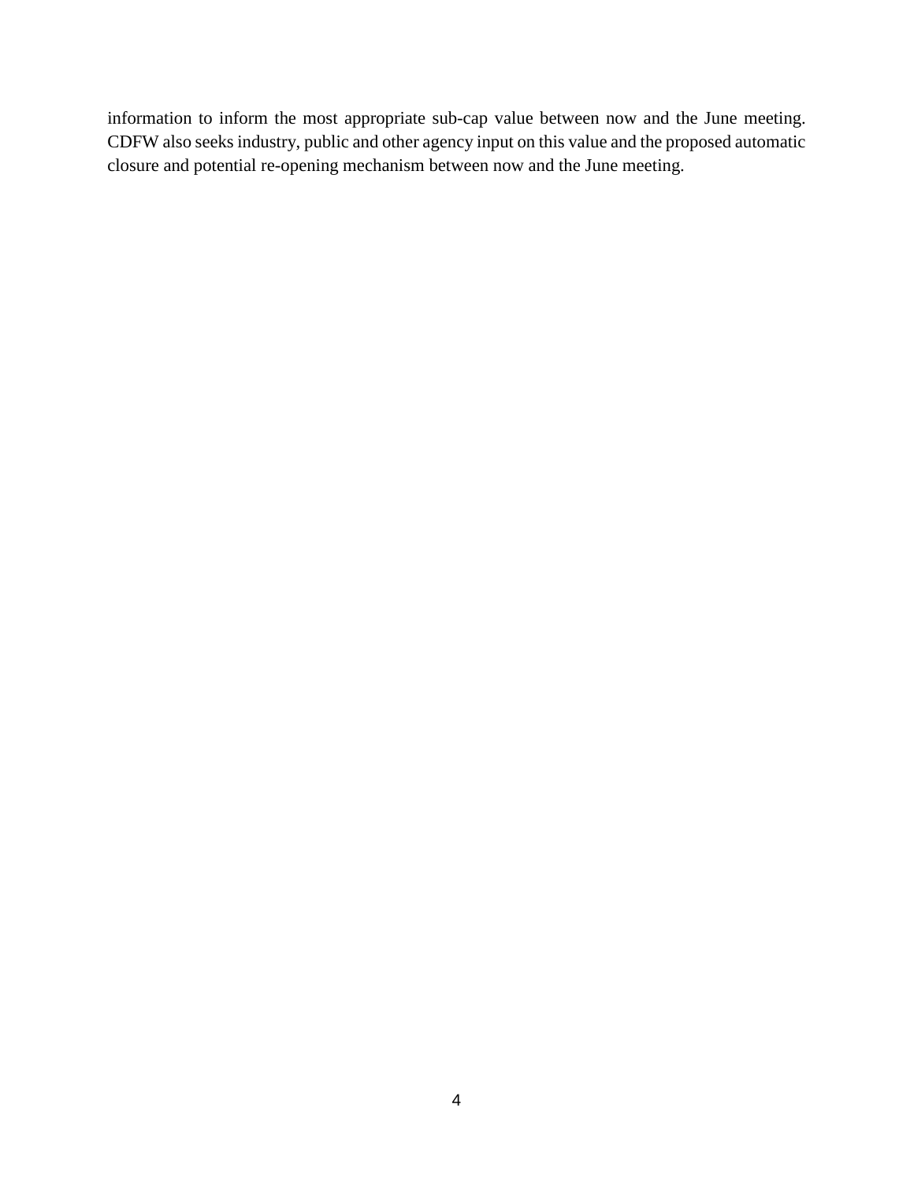information to inform the most appropriate sub-cap value between now and the June meeting. CDFW also seeks industry, public and other agency input on this value and the proposed automatic closure and potential re-opening mechanism between now and the June meeting.